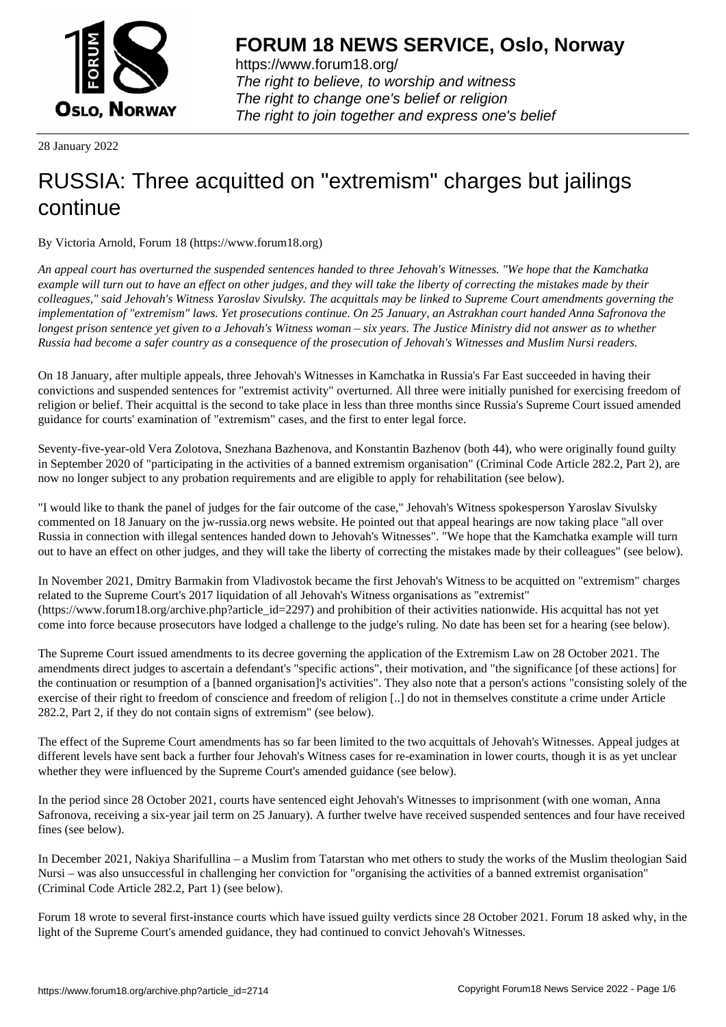# FORUM 18 NEWS SERVICE, Oslo, Norway

https://www.forum18.org/
*The right to believe, to worship and witness*
*The right to change one's belief or religion*
*The right to join together and express one's belief*

28 January 2022

# RUSSIA: Three acquitted on "extremism" charges but jailings continue

By Victoria Arnold, Forum 18 (https://www.forum18.org)

*An appeal court has overturned the suspended sentences handed to three Jehovah's Witnesses. "We hope that the Kamchatka example will turn out to have an effect on other judges, and they will take the liberty of correcting the mistakes made by their colleagues," said Jehovah's Witness Yaroslav Sivulsky. The acquittals may be linked to Supreme Court amendments governing the implementation of "extremism" laws. Yet prosecutions continue. On 25 January, an Astrakhan court handed Anna Safronova the longest prison sentence yet given to a Jehovah's Witness woman – six years. The Justice Ministry did not answer as to whether Russia had become a safer country as a consequence of the prosecution of Jehovah's Witnesses and Muslim Nursi readers.*

On 18 January, after multiple appeals, three Jehovah's Witnesses in Kamchatka in Russia's Far East succeeded in having their convictions and suspended sentences for "extremist activity" overturned. All three were initially punished for exercising freedom of religion or belief. Their acquittal is the second to take place in less than three months since Russia's Supreme Court issued amended guidance for courts' examination of "extremism" cases, and the first to enter legal force.

Seventy-five-year-old Vera Zolotova, Snezhana Bazhenova, and Konstantin Bazhenov (both 44), who were originally found guilty in September 2020 of "participating in the activities of a banned extremism organisation" (Criminal Code Article 282.2, Part 2), are now no longer subject to any probation requirements and are eligible to apply for rehabilitation (see below).

"I would like to thank the panel of judges for the fair outcome of the case," Jehovah's Witness spokesperson Yaroslav Sivulsky commented on 18 January on the jw-russia.org news website. He pointed out that appeal hearings are now taking place "all over Russia in connection with illegal sentences handed down to Jehovah's Witnesses". "We hope that the Kamchatka example will turn out to have an effect on other judges, and they will take the liberty of correcting the mistakes made by their colleagues" (see below).

In November 2021, Dmitry Barmakin from Vladivostok became the first Jehovah's Witness to be acquitted on "extremism" charges related to the Supreme Court's 2017 liquidation of all Jehovah's Witness organisations as "extremist" (https://www.forum18.org/archive.php?article_id=2297) and prohibition of their activities nationwide. His acquittal has not yet come into force because prosecutors have lodged a challenge to the judge's ruling. No date has been set for a hearing (see below).

The Supreme Court issued amendments to its decree governing the application of the Extremism Law on 28 October 2021. The amendments direct judges to ascertain a defendant's "specific actions", their motivation, and "the significance [of these actions] for the continuation or resumption of a [banned organisation]'s activities". They also note that a person's actions "consisting solely of the exercise of their right to freedom of conscience and freedom of religion [..] do not in themselves constitute a crime under Article 282.2, Part 2, if they do not contain signs of extremism" (see below).

The effect of the Supreme Court amendments has so far been limited to the two acquittals of Jehovah's Witnesses. Appeal judges at different levels have sent back a further four Jehovah's Witness cases for re-examination in lower courts, though it is as yet unclear whether they were influenced by the Supreme Court's amended guidance (see below).

In the period since 28 October 2021, courts have sentenced eight Jehovah's Witnesses to imprisonment (with one woman, Anna Safronova, receiving a six-year jail term on 25 January). A further twelve have received suspended sentences and four have received fines (see below).

In December 2021, Nakiya Sharifullina – a Muslim from Tatarstan who met others to study the works of the Muslim theologian Said Nursi – was also unsuccessful in challenging her conviction for "organising the activities of a banned extremist organisation" (Criminal Code Article 282.2, Part 1) (see below).

Forum 18 wrote to several first-instance courts which have issued guilty verdicts since 28 October 2021. Forum 18 asked why, in the light of the Supreme Court's amended guidance, they had continued to convict Jehovah's Witnesses.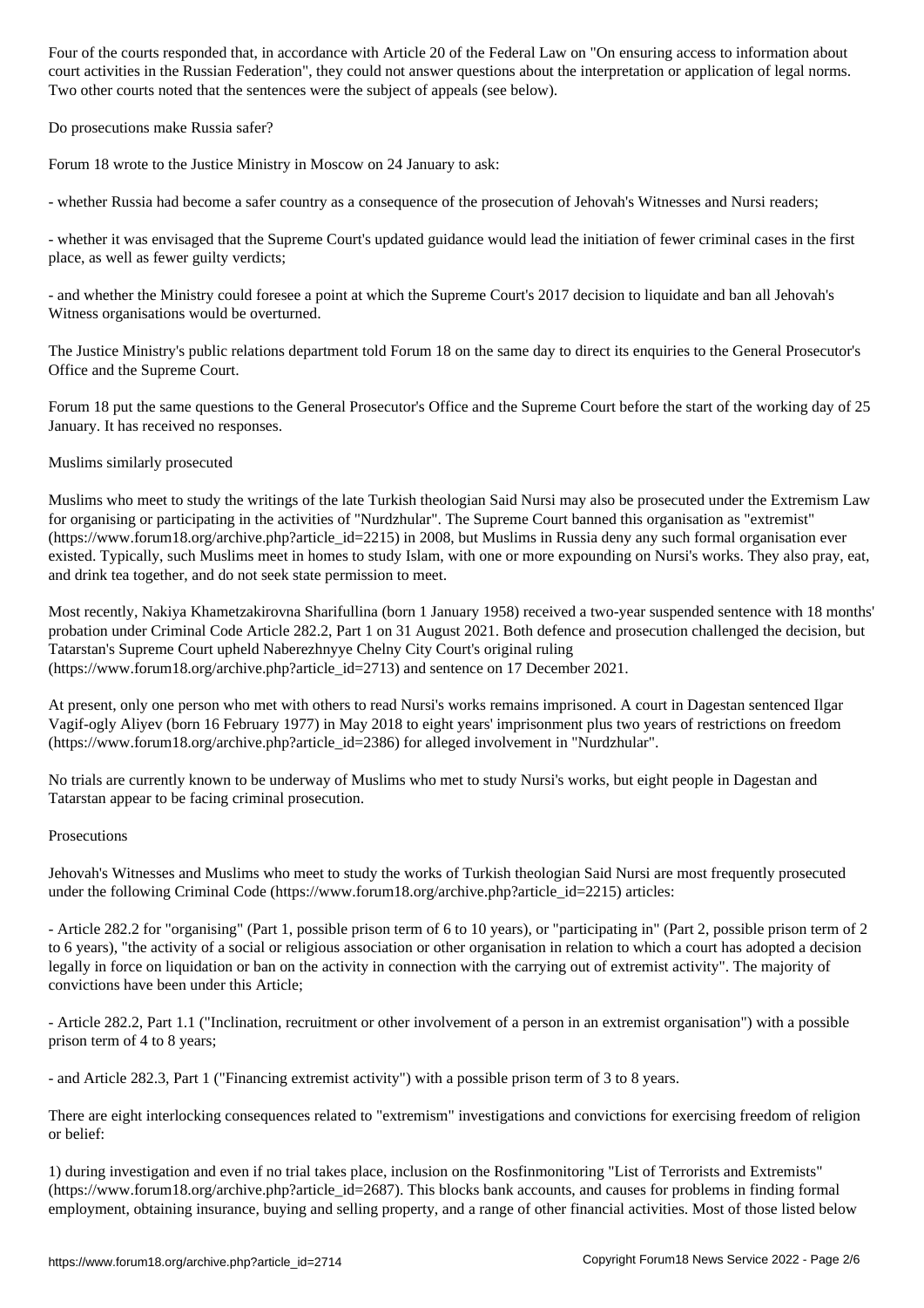Four of the courts responded that, in accordance with Article 20 of the Federal Law on "On ensuring access to information about court activities in the Russian Federation", they could not answer questions about the interpretation or application of legal norms. Two other courts noted that the sentences were the subject of appeals (see below).

## Do prosecutions make Russia safer?

Forum 18 wrote to the Justice Ministry in Moscow on 24 January to ask:

- whether Russia had become a safer country as a consequence of the prosecution of Jehovah's Witnesses and Nursi readers;

- whether it was envisaged that the Supreme Court's updated guidance would lead the initiation of fewer criminal cases in the first place, as well as fewer guilty verdicts;

- and whether the Ministry could foresee a point at which the Supreme Court's 2017 decision to liquidate and ban all Jehovah's Witness organisations would be overturned.

The Justice Ministry's public relations department told Forum 18 on the same day to direct its enquiries to the General Prosecutor's Office and the Supreme Court.

Forum 18 put the same questions to the General Prosecutor's Office and the Supreme Court before the start of the working day of 25 January. It has received no responses.

## Muslims similarly prosecuted

Muslims who meet to study the writings of the late Turkish theologian Said Nursi may also be prosecuted under the Extremism Law for organising or participating in the activities of "Nurdzhular". The Supreme Court banned this organisation as "extremist" (https://www.forum18.org/archive.php?article_id=2215) in 2008, but Muslims in Russia deny any such formal organisation ever existed. Typically, such Muslims meet in homes to study Islam, with one or more expounding on Nursi's works. They also pray, eat, and drink tea together, and do not seek state permission to meet.

Most recently, Nakiya Khametzakirovna Sharifullina (born 1 January 1958) received a two-year suspended sentence with 18 months' probation under Criminal Code Article 282.2, Part 1 on 31 August 2021. Both defence and prosecution challenged the decision, but Tatarstan's Supreme Court upheld Naberezhnyye Chelny City Court's original ruling (https://www.forum18.org/archive.php?article_id=2713) and sentence on 17 December 2021.

At present, only one person who met with others to read Nursi's works remains imprisoned. A court in Dagestan sentenced Ilgar Vagif-ogly Aliyev (born 16 February 1977) in May 2018 to eight years' imprisonment plus two years of restrictions on freedom (https://www.forum18.org/archive.php?article_id=2386) for alleged involvement in "Nurdzhular".

No trials are currently known to be underway of Muslims who met to study Nursi's works, but eight people in Dagestan and Tatarstan appear to be facing criminal prosecution.

## Prosecutions

Jehovah's Witnesses and Muslims who meet to study the works of Turkish theologian Said Nursi are most frequently prosecuted under the following Criminal Code (https://www.forum18.org/archive.php?article_id=2215) articles:

- Article 282.2 for "organising" (Part 1, possible prison term of 6 to 10 years), or "participating in" (Part 2, possible prison term of 2 to 6 years), "the activity of a social or religious association or other organisation in relation to which a court has adopted a decision legally in force on liquidation or ban on the activity in connection with the carrying out of extremist activity". The majority of convictions have been under this Article;

- Article 282.2, Part 1.1 ("Inclination, recruitment or other involvement of a person in an extremist organisation") with a possible prison term of 4 to 8 years;

- and Article 282.3, Part 1 ("Financing extremist activity") with a possible prison term of 3 to 8 years.

There are eight interlocking consequences related to "extremism" investigations and convictions for exercising freedom of religion or belief:

1) during investigation and even if no trial takes place, inclusion on the Rosfinmonitoring "List of Terrorists and Extremists" (https://www.forum18.org/archive.php?article_id=2687). This blocks bank accounts, and causes for problems in finding formal employment, obtaining insurance, buying and selling property, and a range of other financial activities. Most of those listed below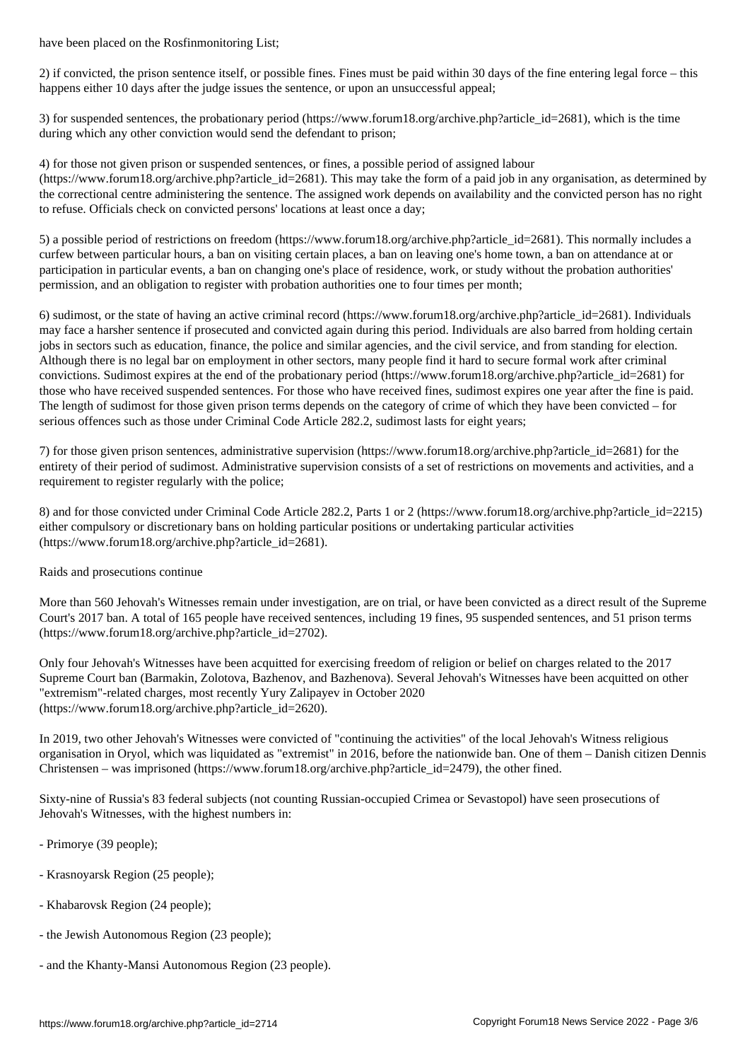have been placed on the Rosfinmonitoring List;

2) if convicted, the prison sentence itself, or possible fines. Fines must be paid within 30 days of the fine entering legal force – this happens either 10 days after the judge issues the sentence, or upon an unsuccessful appeal;

3) for suspended sentences, the probationary period (https://www.forum18.org/archive.php?article_id=2681), which is the time during which any other conviction would send the defendant to prison;

4) for those not given prison or suspended sentences, or fines, a possible period of assigned labour (https://www.forum18.org/archive.php?article_id=2681). This may take the form of a paid job in any organisation, as determined by the correctional centre administering the sentence. The assigned work depends on availability and the convicted person has no right to refuse. Officials check on convicted persons' locations at least once a day;

5) a possible period of restrictions on freedom (https://www.forum18.org/archive.php?article_id=2681). This normally includes a curfew between particular hours, a ban on visiting certain places, a ban on leaving one's home town, a ban on attendance at or participation in particular events, a ban on changing one's place of residence, work, or study without the probation authorities' permission, and an obligation to register with probation authorities one to four times per month;

6) sudimost, or the state of having an active criminal record (https://www.forum18.org/archive.php?article_id=2681). Individuals may face a harsher sentence if prosecuted and convicted again during this period. Individuals are also barred from holding certain jobs in sectors such as education, finance, the police and similar agencies, and the civil service, and from standing for election. Although there is no legal bar on employment in other sectors, many people find it hard to secure formal work after criminal convictions. Sudimost expires at the end of the probationary period (https://www.forum18.org/archive.php?article_id=2681) for those who have received suspended sentences. For those who have received fines, sudimost expires one year after the fine is paid. The length of sudimost for those given prison terms depends on the category of crime of which they have been convicted – for serious offences such as those under Criminal Code Article 282.2, sudimost lasts for eight years;

7) for those given prison sentences, administrative supervision (https://www.forum18.org/archive.php?article_id=2681) for the entirety of their period of sudimost. Administrative supervision consists of a set of restrictions on movements and activities, and a requirement to register regularly with the police;

8) and for those convicted under Criminal Code Article 282.2, Parts 1 or 2 (https://www.forum18.org/archive.php?article_id=2215) either compulsory or discretionary bans on holding particular positions or undertaking particular activities (https://www.forum18.org/archive.php?article_id=2681).

Raids and prosecutions continue

More than 560 Jehovah's Witnesses remain under investigation, are on trial, or have been convicted as a direct result of the Supreme Court's 2017 ban. A total of 165 people have received sentences, including 19 fines, 95 suspended sentences, and 51 prison terms (https://www.forum18.org/archive.php?article_id=2702).

Only four Jehovah's Witnesses have been acquitted for exercising freedom of religion or belief on charges related to the 2017 Supreme Court ban (Barmakin, Zolotova, Bazhenov, and Bazhenova). Several Jehovah's Witnesses have been acquitted on other "extremism"-related charges, most recently Yury Zalipayev in October 2020 (https://www.forum18.org/archive.php?article_id=2620).

In 2019, two other Jehovah's Witnesses were convicted of "continuing the activities" of the local Jehovah's Witness religious organisation in Oryol, which was liquidated as "extremist" in 2016, before the nationwide ban. One of them – Danish citizen Dennis Christensen – was imprisoned (https://www.forum18.org/archive.php?article_id=2479), the other fined.

Sixty-nine of Russia's 83 federal subjects (not counting Russian-occupied Crimea or Sevastopol) have seen prosecutions of Jehovah's Witnesses, with the highest numbers in:

- Primorye (39 people);

- Krasnoyarsk Region (25 people);

- Khabarovsk Region (24 people);

- the Jewish Autonomous Region (23 people);

- and the Khanty-Mansi Autonomous Region (23 people).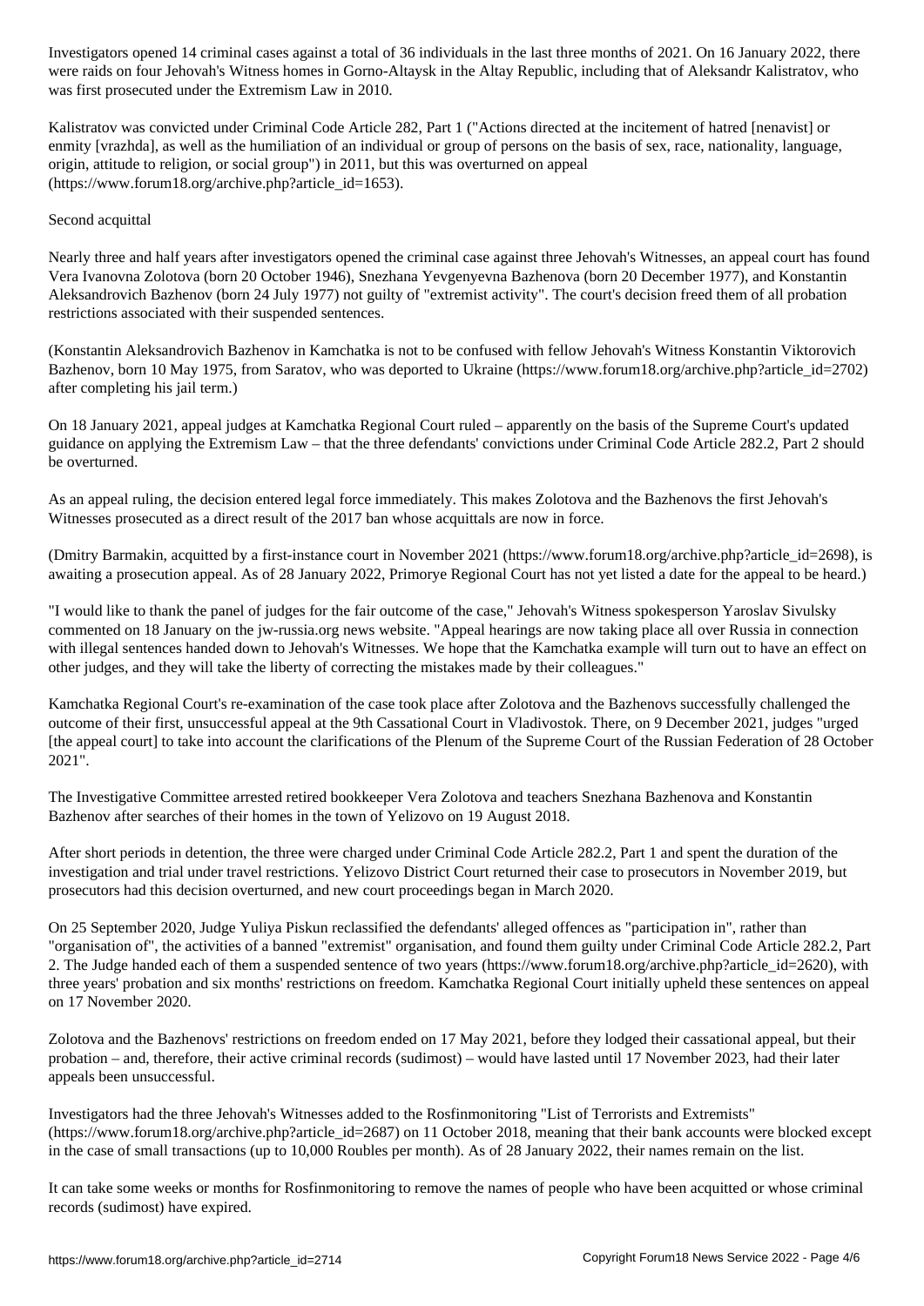Investigators opened 14 criminal cases against a total of 36 individuals in the last three months of 2021. On 16 January 2022, there were raids on four Jehovah's Witness homes in Gorno-Altaysk in the Altay Republic, including that of Aleksandr Kalistratov, who was first prosecuted under the Extremism Law in 2010.

Kalistratov was convicted under Criminal Code Article 282, Part 1 ("Actions directed at the incitement of hatred [nenavist] or enmity [vrazhda], as well as the humiliation of an individual or group of persons on the basis of sex, race, nationality, language, origin, attitude to religion, or social group") in 2011, but this was overturned on appeal (https://www.forum18.org/archive.php?article_id=1653).

## Second acquittal

Nearly three and half years after investigators opened the criminal case against three Jehovah's Witnesses, an appeal court has found Vera Ivanovna Zolotova (born 20 October 1946), Snezhana Yevgenyevna Bazhenova (born 20 December 1977), and Konstantin Aleksandrovich Bazhenov (born 24 July 1977) not guilty of "extremist activity". The court's decision freed them of all probation restrictions associated with their suspended sentences.

(Konstantin Aleksandrovich Bazhenov in Kamchatka is not to be confused with fellow Jehovah's Witness Konstantin Viktorovich Bazhenov, born 10 May 1975, from Saratov, who was deported to Ukraine (https://www.forum18.org/archive.php?article_id=2702) after completing his jail term.)

On 18 January 2021, appeal judges at Kamchatka Regional Court ruled – apparently on the basis of the Supreme Court's updated guidance on applying the Extremism Law – that the three defendants' convictions under Criminal Code Article 282.2, Part 2 should be overturned.

As an appeal ruling, the decision entered legal force immediately. This makes Zolotova and the Bazhenovs the first Jehovah's Witnesses prosecuted as a direct result of the 2017 ban whose acquittals are now in force.

(Dmitry Barmakin, acquitted by a first-instance court in November 2021 (https://www.forum18.org/archive.php?article_id=2698), is awaiting a prosecution appeal. As of 28 January 2022, Primorye Regional Court has not yet listed a date for the appeal to be heard.)

"I would like to thank the panel of judges for the fair outcome of the case," Jehovah's Witness spokesperson Yaroslav Sivulsky commented on 18 January on the jw-russia.org news website. "Appeal hearings are now taking place all over Russia in connection with illegal sentences handed down to Jehovah's Witnesses. We hope that the Kamchatka example will turn out to have an effect on other judges, and they will take the liberty of correcting the mistakes made by their colleagues."

Kamchatka Regional Court's re-examination of the case took place after Zolotova and the Bazhenovs successfully challenged the outcome of their first, unsuccessful appeal at the 9th Cassational Court in Vladivostok. There, on 9 December 2021, judges "urged [the appeal court] to take into account the clarifications of the Plenum of the Supreme Court of the Russian Federation of 28 October 2021".

The Investigative Committee arrested retired bookkeeper Vera Zolotova and teachers Snezhana Bazhenova and Konstantin Bazhenov after searches of their homes in the town of Yelizovo on 19 August 2018.

After short periods in detention, the three were charged under Criminal Code Article 282.2, Part 1 and spent the duration of the investigation and trial under travel restrictions. Yelizovo District Court returned their case to prosecutors in November 2019, but prosecutors had this decision overturned, and new court proceedings began in March 2020.

On 25 September 2020, Judge Yuliya Piskun reclassified the defendants' alleged offences as "participation in", rather than "organisation of", the activities of a banned "extremist" organisation, and found them guilty under Criminal Code Article 282.2, Part 2. The Judge handed each of them a suspended sentence of two years (https://www.forum18.org/archive.php?article_id=2620), with three years' probation and six months' restrictions on freedom. Kamchatka Regional Court initially upheld these sentences on appeal on 17 November 2020.

Zolotova and the Bazhenovs' restrictions on freedom ended on 17 May 2021, before they lodged their cassational appeal, but their probation – and, therefore, their active criminal records (sudimost) – would have lasted until 17 November 2023, had their later appeals been unsuccessful.

Investigators had the three Jehovah's Witnesses added to the Rosfinmonitoring "List of Terrorists and Extremists" (https://www.forum18.org/archive.php?article_id=2687) on 11 October 2018, meaning that their bank accounts were blocked except in the case of small transactions (up to 10,000 Roubles per month). As of 28 January 2022, their names remain on the list.

It can take some weeks or months for Rosfinmonitoring to remove the names of people who have been acquitted or whose criminal records (sudimost) have expired.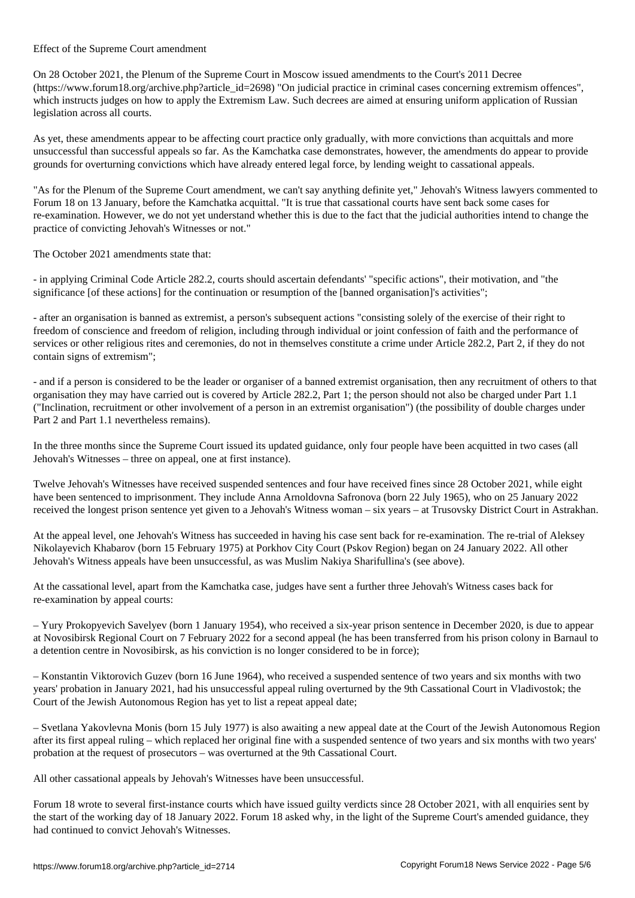## Effect of the Supreme Court amendment

On 28 October 2021, the Plenum of the Supreme Court in Moscow issued amendments to the Court's 2011 Decree (https://www.forum18.org/archive.php?article_id=2698) "On judicial practice in criminal cases concerning extremism offences", which instructs judges on how to apply the Extremism Law. Such decrees are aimed at ensuring uniform application of Russian legislation across all courts.

As yet, these amendments appear to be affecting court practice only gradually, with more convictions than acquittals and more unsuccessful than successful appeals so far. As the Kamchatka case demonstrates, however, the amendments do appear to provide grounds for overturning convictions which have already entered legal force, by lending weight to cassational appeals.

"As for the Plenum of the Supreme Court amendment, we can't say anything definite yet," Jehovah's Witness lawyers commented to Forum 18 on 13 January, before the Kamchatka acquittal. "It is true that cassational courts have sent back some cases for re-examination. However, we do not yet understand whether this is due to the fact that the judicial authorities intend to change the practice of convicting Jehovah's Witnesses or not."

The October 2021 amendments state that:

- in applying Criminal Code Article 282.2, courts should ascertain defendants' "specific actions", their motivation, and "the significance [of these actions] for the continuation or resumption of the [banned organisation]'s activities";

- after an organisation is banned as extremist, a person's subsequent actions "consisting solely of the exercise of their right to freedom of conscience and freedom of religion, including through individual or joint confession of faith and the performance of services or other religious rites and ceremonies, do not in themselves constitute a crime under Article 282.2, Part 2, if they do not contain signs of extremism";

- and if a person is considered to be the leader or organiser of a banned extremist organisation, then any recruitment of others to that organisation they may have carried out is covered by Article 282.2, Part 1; the person should not also be charged under Part 1.1 ("Inclination, recruitment or other involvement of a person in an extremist organisation") (the possibility of double charges under Part 2 and Part 1.1 nevertheless remains).

In the three months since the Supreme Court issued its updated guidance, only four people have been acquitted in two cases (all Jehovah's Witnesses – three on appeal, one at first instance).

Twelve Jehovah's Witnesses have received suspended sentences and four have received fines since 28 October 2021, while eight have been sentenced to imprisonment. They include Anna Arnoldovna Safronova (born 22 July 1965), who on 25 January 2022 received the longest prison sentence yet given to a Jehovah's Witness woman – six years – at Trusovsky District Court in Astrakhan.

At the appeal level, one Jehovah's Witness has succeeded in having his case sent back for re-examination. The re-trial of Aleksey Nikolayevich Khabarov (born 15 February 1975) at Porkhov City Court (Pskov Region) began on 24 January 2022. All other Jehovah's Witness appeals have been unsuccessful, as was Muslim Nakiya Sharifullina's (see above).

At the cassational level, apart from the Kamchatka case, judges have sent a further three Jehovah's Witness cases back for re-examination by appeal courts:

– Yury Prokopyevich Savelyev (born 1 January 1954), who received a six-year prison sentence in December 2020, is due to appear at Novosibirsk Regional Court on 7 February 2022 for a second appeal (he has been transferred from his prison colony in Barnaul to a detention centre in Novosibirsk, as his conviction is no longer considered to be in force);

– Konstantin Viktorovich Guzev (born 16 June 1964), who received a suspended sentence of two years and six months with two years' probation in January 2021, had his unsuccessful appeal ruling overturned by the 9th Cassational Court in Vladivostok; the Court of the Jewish Autonomous Region has yet to list a repeat appeal date;

– Svetlana Yakovlevna Monis (born 15 July 1977) is also awaiting a new appeal date at the Court of the Jewish Autonomous Region after its first appeal ruling – which replaced her original fine with a suspended sentence of two years and six months with two years' probation at the request of prosecutors – was overturned at the 9th Cassational Court.

All other cassational appeals by Jehovah's Witnesses have been unsuccessful.

Forum 18 wrote to several first-instance courts which have issued guilty verdicts since 28 October 2021, with all enquiries sent by the start of the working day of 18 January 2022. Forum 18 asked why, in the light of the Supreme Court's amended guidance, they had continued to convict Jehovah's Witnesses.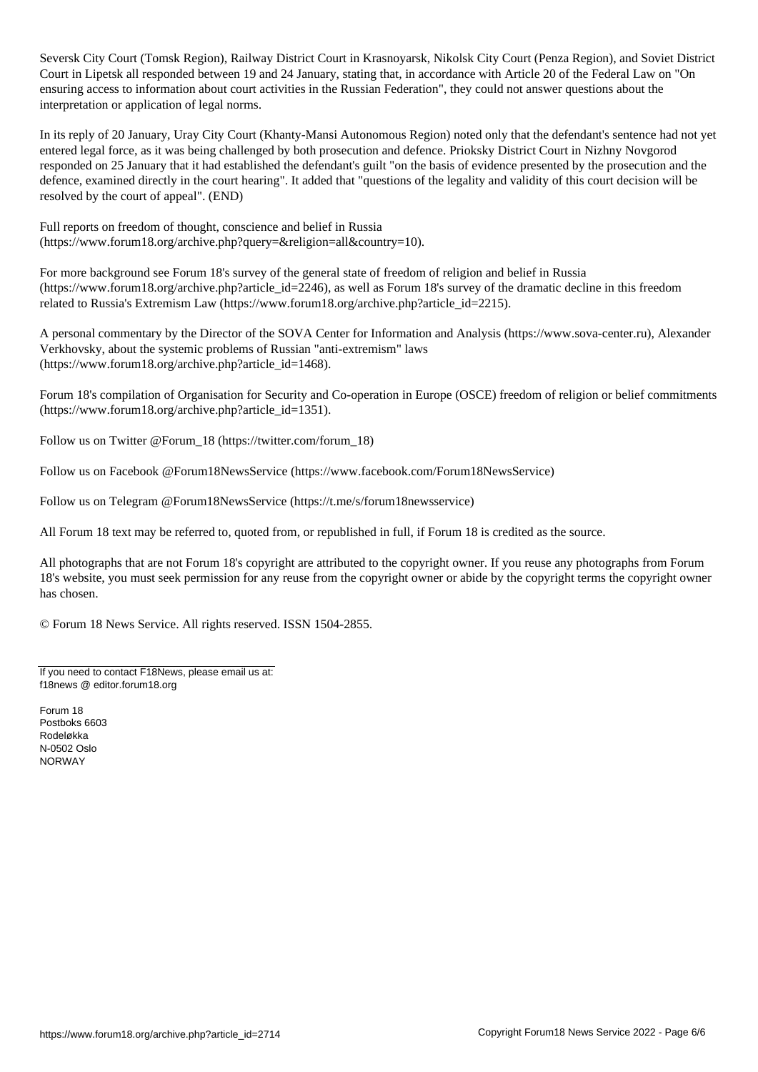Seversk City Court (Tomsk Region), Railway District Court in Krasnoyarsk, Nikolsk City Court (Penza Region), and Soviet District Court in Lipetsk all responded between 19 and 24 January, stating that, in accordance with Article 20 of the Federal Law on "On ensuring access to information about court activities in the Russian Federation", they could not answer questions about the interpretation or application of legal norms.

In its reply of 20 January, Uray City Court (Khanty-Mansi Autonomous Region) noted only that the defendant's sentence had not yet entered legal force, as it was being challenged by both prosecution and defence. Prioksky District Court in Nizhny Novgorod responded on 25 January that it had established the defendant's guilt "on the basis of evidence presented by the prosecution and the defence, examined directly in the court hearing". It added that "questions of the legality and validity of this court decision will be resolved by the court of appeal". (END)

Full reports on freedom of thought, conscience and belief in Russia (https://www.forum18.org/archive.php?query=&religion=all&country=10).

For more background see Forum 18's survey of the general state of freedom of religion and belief in Russia (https://www.forum18.org/archive.php?article_id=2246), as well as Forum 18's survey of the dramatic decline in this freedom related to Russia's Extremism Law (https://www.forum18.org/archive.php?article_id=2215).

A personal commentary by the Director of the SOVA Center for Information and Analysis (https://www.sova-center.ru), Alexander Verkhovsky, about the systemic problems of Russian "anti-extremism" laws (https://www.forum18.org/archive.php?article_id=1468).

Forum 18's compilation of Organisation for Security and Co-operation in Europe (OSCE) freedom of religion or belief commitments (https://www.forum18.org/archive.php?article_id=1351).

Follow us on Twitter @Forum_18 (https://twitter.com/forum_18)

Follow us on Facebook @Forum18NewsService (https://www.facebook.com/Forum18NewsService)

Follow us on Telegram @Forum18NewsService (https://t.me/s/forum18newsservice)

All Forum 18 text may be referred to, quoted from, or republished in full, if Forum 18 is credited as the source.

All photographs that are not Forum 18's copyright are attributed to the copyright owner. If you reuse any photographs from Forum 18's website, you must seek permission for any reuse from the copyright owner or abide by the copyright terms the copyright owner has chosen.

© Forum 18 News Service. All rights reserved. ISSN 1504-2855.

If you need to contact F18News, please email us at:
f18news @ editor.forum18.org

Forum 18
Postboks 6603
Rodeløkka
N-0502 Oslo
NORWAY